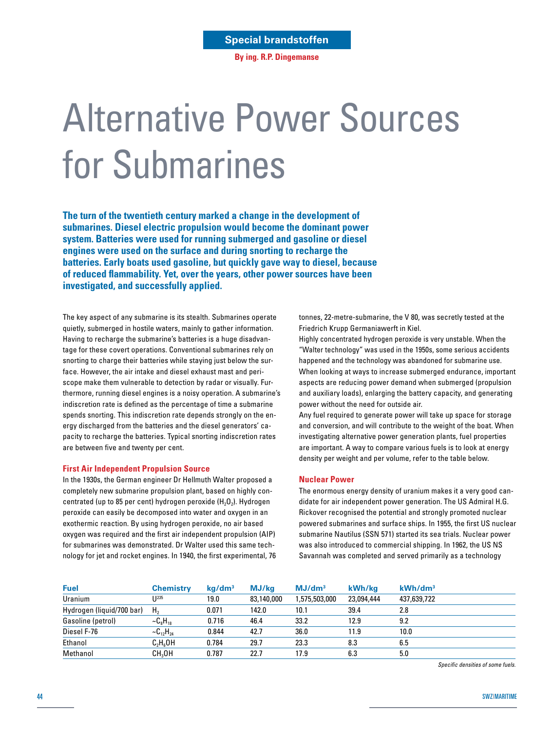Special brandstoffen

By ing. R.P. Dingemanse

# Alternative Power Sources for Submarines

**The turn of the twentieth century marked a change in the development of submarines. Diesel electric propulsion would become the dominant power system. Batteries were used for running submerged and gasoline or diesel engines were used on the surface and during snorting to recharge the batteries. Early boats used gasoline, but quickly gave way to diesel, because of reduced flammability. Yet, over the years, other power sources have been investigated, and successfully applied.**

The key aspect of any submarine is its stealth. Submarines operate quietly, submerged in hostile waters, mainly to gather information. Having to recharge the submarine's batteries is a huge disadvantage for these covert operations. Conventional submarines rely on snorting to charge their batteries while staying just below the surface. However, the air intake and diesel exhaust mast and periscope make them vulnerable to detection by radar or visually. Furthermore, running diesel engines is a noisy operation. A submarine's indiscretion rate is defined as the percentage of time a submarine spends snorting. This indiscretion rate depends strongly on the energy discharged from the batteries and the diesel generators' capacity to recharge the batteries. Typical snorting indiscretion rates are between five and twenty per cent.

## First Air Independent Propulsion Source

In the 1930s, the German engineer Dr Hellmuth Walter proposed a completely new submarine propulsion plant, based on highly concentrated (up to 85 per cent) hydrogen peroxide ($H_2O_2$). Hydrogen peroxide can easily be decomposed into water and oxygen in an exothermic reaction. By using hydrogen peroxide, no air based oxygen was required and the first air independent propulsion (AIP) for submarines was demonstrated. Dr Walter used this same technology for jet and rocket engines. In 1940, the first experimental, 76 tonnes, 22-metre-submarine, the V 80, was secretly tested at the Friedrich Krupp Germaniawerft in Kiel.

Highly concentrated hydrogen peroxide is very unstable. When the "Walter technology" was used in the 1950s, some serious accidents happened and the technology was abandoned for submarine use.

When looking at ways to increase submerged endurance, important aspects are reducing power demand when submerged (propulsion and auxiliary loads), enlarging the battery capacity, and generating power without the need for outside air.

Any fuel required to generate power will take up space for storage and conversion, and will contribute to the weight of the boat. When investigating alternative power generation plants, fuel properties are important. A way to compare various fuels is to look at energy density per weight and per volume, refer to the table below.

## Nuclear Power

The enormous energy density of uranium makes it a very good candidate for air independent power generation. The US Admiral H.G. Rickover recognised the potential and strongly promoted nuclear powered submarines and surface ships. In 1955, the first US nuclear submarine Nautilus (SSN 571) started its sea trials. Nuclear power was also introduced to commercial shipping. In 1962, the US NS Savannah was completed and served primarily as a technology

| Fuel | Chemistry | kg/dm³ | MJ/kg | MJ/dm³ | kWh/kg | kWh/dm³ |
|---|---|---|---|---|---|---|
| Uranium | $U^{235}$ | 19.0 | 83,140,000 | 1,575,503,000 | 23,094,444 | 437,639,722 |
| Hydrogen (liquid/700 bar) | $H_2$ | 0.071 | 142.0 | 10.1 | 39.4 | 2.8 |
| Gasoline (petrol) | $\sim C_8H_{18}$ | 0.716 | 46.4 | 33.2 | 12.9 | 9.2 |
| Diesel F-76 | $\sim C_{12}H_{24}$ | 0.844 | 42.7 | 36.0 | 11.9 | 10.0 |
| Ethanol | $C_2H_6OH$ | 0.784 | 29.7 | 23.3 | 8.3 | 6.5 |
| Methanol | $CH_3OH$ | 0.787 | 22.7 | 17.9 | 6.3 | 5.0 |

*Specific densities of some fuels.*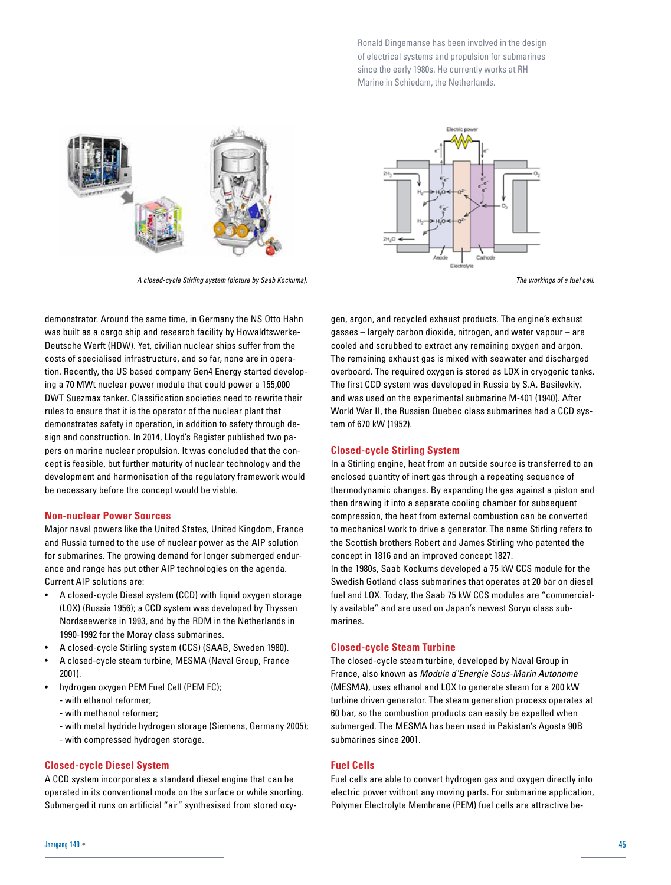Ronald Dingemanse has been involved in the design of electrical systems and propulsion for submarines since the early 1980s. He currently works at RH Marine in Schiedam, the Netherlands.

*A closed-cycle Stirling system (picture by Saab Kockums).*

*The workings of a fuel cell.*

demonstrator. Around the same time, in Germany the NS Otto Hahn was built as a cargo ship and research facility by Howaldtswerke-Deutsche Werft (HDW). Yet, civilian nuclear ships suffer from the costs of specialised infrastructure, and so far, none are in operation. Recently, the US based company Gen4 Energy started developing a 70 MWt nuclear power module that could power a 155,000 DWT Suezmax tanker. Classification societies need to rewrite their rules to ensure that it is the operator of the nuclear plant that demonstrates safety in operation, in addition to safety through design and construction. In 2014, Lloyd's Register published two papers on marine nuclear propulsion. It was concluded that the concept is feasible, but further maturity of nuclear technology and the development and harmonisation of the regulatory framework would be necessary before the concept would be viable.

## Non-nuclear Power Sources

Major naval powers like the United States, United Kingdom, France and Russia turned to the use of nuclear power as the AIP solution for submarines. The growing demand for longer submerged endurance and range has put other AIP technologies on the agenda. Current AIP solutions are:

- A closed-cycle Diesel system (CCD) with liquid oxygen storage (LOX) (Russia 1956); a CCD system was developed by Thyssen Nordseewerke in 1993, and by the RDM in the Netherlands in 1990-1992 for the Moray class submarines.
- A closed-cycle Stirling system (CCS) (SAAB, Sweden 1980).
- A closed-cycle steam turbine, MESMA (Naval Group, France 2001).
- hydrogen oxygen PEM Fuel Cell (PEM FC);
  - with ethanol reformer;
  - with methanol reformer;
  - with metal hydride hydrogen storage (Siemens, Germany 2005);
  - with compressed hydrogen storage.

## Closed-cycle Diesel System

A CCD system incorporates a standard diesel engine that can be operated in its conventional mode on the surface or while snorting. Submerged it runs on artificial "air" synthesised from stored oxygen, argon, and recycled exhaust products. The engine's exhaust gasses – largely carbon dioxide, nitrogen, and water vapour – are cooled and scrubbed to extract any remaining oxygen and argon. The remaining exhaust gas is mixed with seawater and discharged overboard. The required oxygen is stored as LOX in cryogenic tanks. The first CCD system was developed in Russia by S.A. Basilevkiy, and was used on the experimental submarine M-401 (1940). After World War II, the Russian Quebec class submarines had a CCD system of 670 kW (1952).

## Closed-cycle Stirling System

In a Stirling engine, heat from an outside source is transferred to an enclosed quantity of inert gas through a repeating sequence of thermodynamic changes. By expanding the gas against a piston and then drawing it into a separate cooling chamber for subsequent compression, the heat from external combustion can be converted to mechanical work to drive a generator. The name Stirling refers to the Scottish brothers Robert and James Stirling who patented the concept in 1816 and an improved concept 1827.
In the 1980s, Saab Kockums developed a 75 kW CCS module for the Swedish Gotland class submarines that operates at 20 bar on diesel fuel and LOX. Today, the Saab 75 kW CCS modules are "commercially available" and are used on Japan's newest Soryu class submarines.

## Closed-cycle Steam Turbine

The closed-cycle steam turbine, developed by Naval Group in France, also known as *Module d'Energie Sous-Marin Autonome* (MESMA), uses ethanol and LOX to generate steam for a 200 kW turbine driven generator. The steam generation process operates at 60 bar, so the combustion products can easily be expelled when submerged. The MESMA has been used in Pakistan's Agosta 90B submarines since 2001.

## Fuel Cells

Fuel cells are able to convert hydrogen gas and oxygen directly into electric power without any moving parts. For submarine application, Polymer Electrolyte Membrane (PEM) fuel cells are attractive be-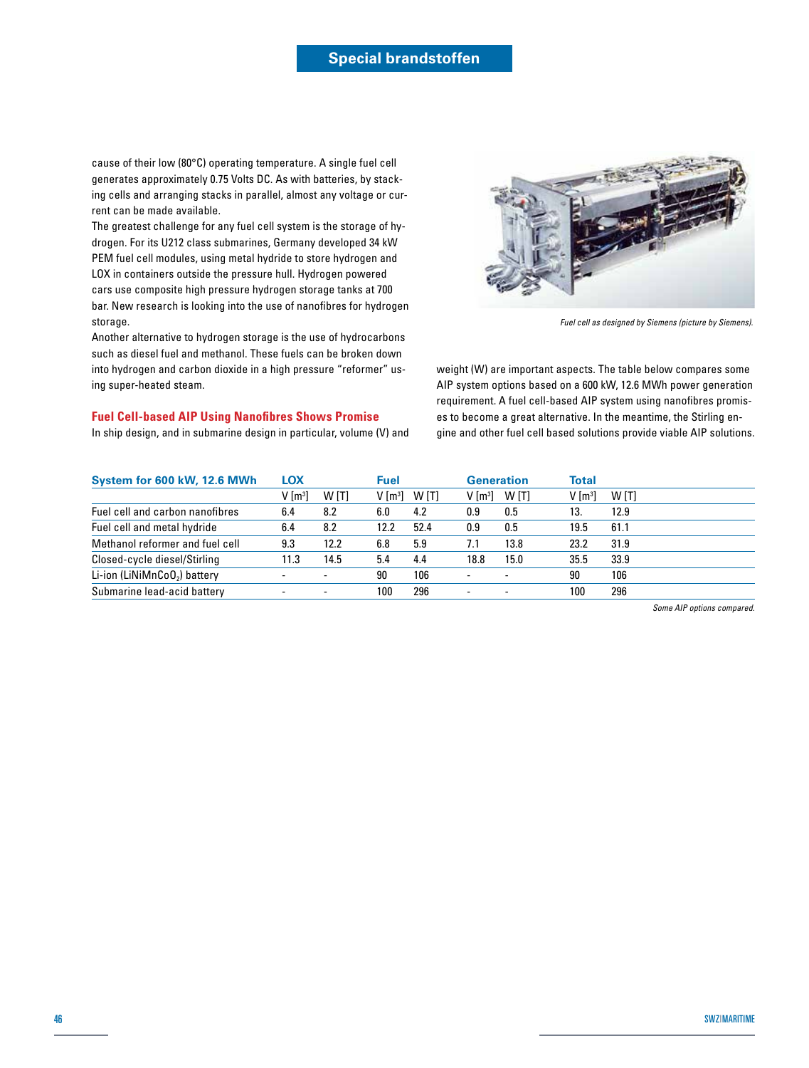cause of their low (80°C) operating temperature. A single fuel cell generates approximately 0.75 Volts DC. As with batteries, by stacking cells and arranging stacks in parallel, almost any voltage or current can be made available.

The greatest challenge for any fuel cell system is the storage of hydrogen. For its U212 class submarines, Germany developed 34 kW PEM fuel cell modules, using metal hydride to store hydrogen and LOX in containers outside the pressure hull. Hydrogen powered cars use composite high pressure hydrogen storage tanks at 700 bar. New research is looking into the use of nanofibres for hydrogen storage.

Another alternative to hydrogen storage is the use of hydrocarbons such as diesel fuel and methanol. These fuels can be broken down into hydrogen and carbon dioxide in a high pressure "reformer" using super-heated steam.

*Fuel cell as designed by Siemens (picture by Siemens).*

### Fuel Cell-based AIP Using Nanofibres Shows Promise

In ship design, and in submarine design in particular, volume (V) and weight (W) are important aspects. The table below compares some AIP system options based on a 600 kW, 12.6 MWh power generation requirement. A fuel cell-based AIP system using nanofibres promises to become a great alternative. In the meantime, the Stirling engine and other fuel cell based solutions provide viable AIP solutions.

| System for 600 kW, 12.6 MWh | LOX | | Fuel | | Generation | | Total | |
|---|---|---|---|---|---|---|---|---|
| | V [m³] | W [T] | V [m³] | W [T] | V [m³] | W [T] | V [m³] | W [T] |
| Fuel cell and carbon nanofibres | 6.4 | 8.2 | 6.0 | 4.2 | 0.9 | 0.5 | 13. | 12.9 |
| Fuel cell and metal hydride | 6.4 | 8.2 | 12.2 | 52.4 | 0.9 | 0.5 | 19.5 | 61.1 |
| Methanol reformer and fuel cell | 9.3 | 12.2 | 6.8 | 5.9 | 7.1 | 13.8 | 23.2 | 31.9 |
| Closed-cycle diesel/Stirling | 11.3 | 14.5 | 5.4 | 4.4 | 18.8 | 15.0 | 35.5 | 33.9 |
| Li-ion ($LiNiMnCoO_2$) battery | - | - | 90 | 106 | - | - | 90 | 106 |
| Submarine lead-acid battery | - | - | 100 | 296 | - | - | 100 | 296 |

*Some AIP options compared.*